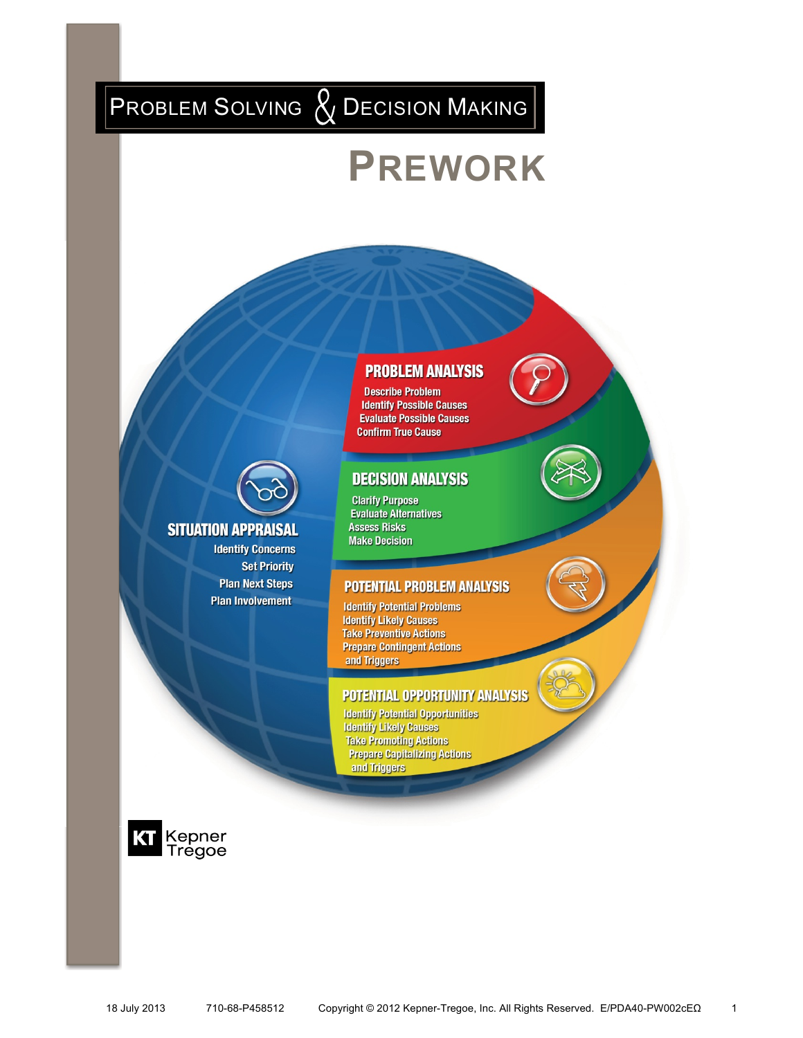# PROBLEM SOLVING & DECISION MAKING

# PREWORK

## PROBLEM ANALYSIS

- Describe Problem
- Identify Possible Causes
- Evaluate Possible Causes
- Confirm True Cause

## SITUATION APPRAISAL

- Identify Concerns
- Set Priority
- Plan Next Steps
- Plan Involvement

## DECISION ANALYSIS

- Clarify Purpose
- Evaluate Alternatives
- Assess Risks
- Make Decision

## POTENTIAL PROBLEM ANALYSIS

- Identify Potential Problems
- Identify Likely Causes
- Take Preventive Actions
- Prepare Contingent Actions and Triggers

## POTENTIAL OPPORTUNITY ANALYSIS

- Identify Potential Opportunities
- Identify Likely Causes
- Take Promoting Actions
- Prepare Capitalizing Actions and Triggers

KT Kepner Tregoe

18 July 2013 710-68-P458512 Copyright © 2012 Kepner-Tregoe, Inc. All Rights Reserved. E/PDA40-PW002cEΩ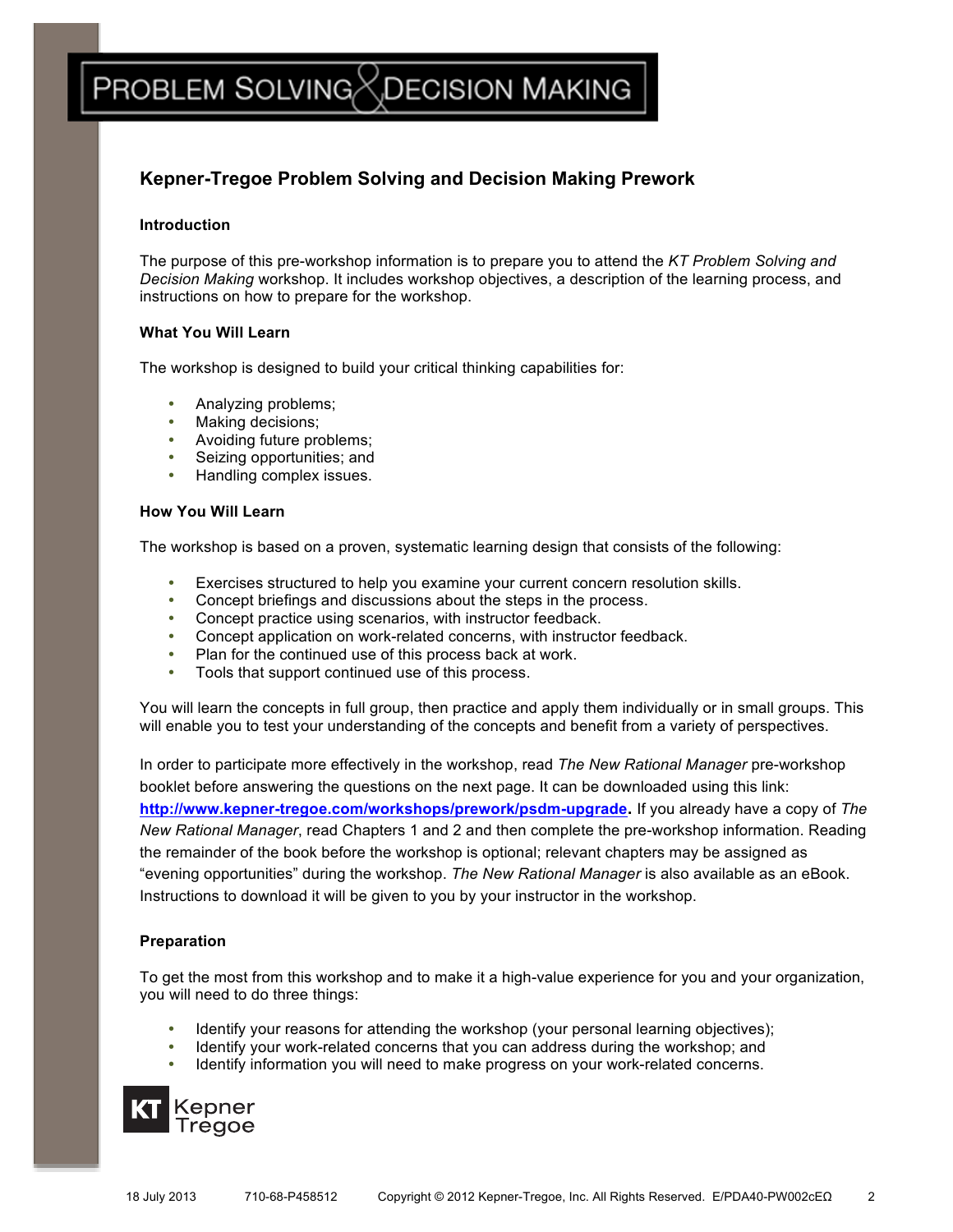# PROBLEM SOLVING & DECISION MAKING

## Kepner-Tregoe Problem Solving and Decision Making Prework

### Introduction

The purpose of this pre-workshop information is to prepare you to attend the *KT Problem Solving and Decision Making* workshop. It includes workshop objectives, a description of the learning process, and instructions on how to prepare for the workshop.

### What You Will Learn

The workshop is designed to build your critical thinking capabilities for:

- Analyzing problems;
- Making decisions;
- Avoiding future problems;
- Seizing opportunities; and
- Handling complex issues.

### How You Will Learn

The workshop is based on a proven, systematic learning design that consists of the following:

- Exercises structured to help you examine your current concern resolution skills.
- Concept briefings and discussions about the steps in the process.
- Concept practice using scenarios, with instructor feedback.
- Concept application on work-related concerns, with instructor feedback.
- Plan for the continued use of this process back at work.
- Tools that support continued use of this process.

You will learn the concepts in full group, then practice and apply them individually or in small groups. This will enable you to test your understanding of the concepts and benefit from a variety of perspectives.

In order to participate more effectively in the workshop, read *The New Rational Manager* pre-workshop booklet before answering the questions on the next page. It can be downloaded using this link: **http://www.kepner-tregoe.com/workshops/prework/psdm-upgrade.** If you already have a copy of *The New Rational Manager*, read Chapters 1 and 2 and then complete the pre-workshop information. Reading the remainder of the book before the workshop is optional; relevant chapters may be assigned as "evening opportunities" during the workshop. *The New Rational Manager* is also available as an eBook. Instructions to download it will be given to you by your instructor in the workshop.

### Preparation

To get the most from this workshop and to make it a high-value experience for you and your organization, you will need to do three things:

- Identify your reasons for attending the workshop (your personal learning objectives);
- Identify your work-related concerns that you can address during the workshop; and
- Identify information you will need to make progress on your work-related concerns.

KT Kepner Tregoe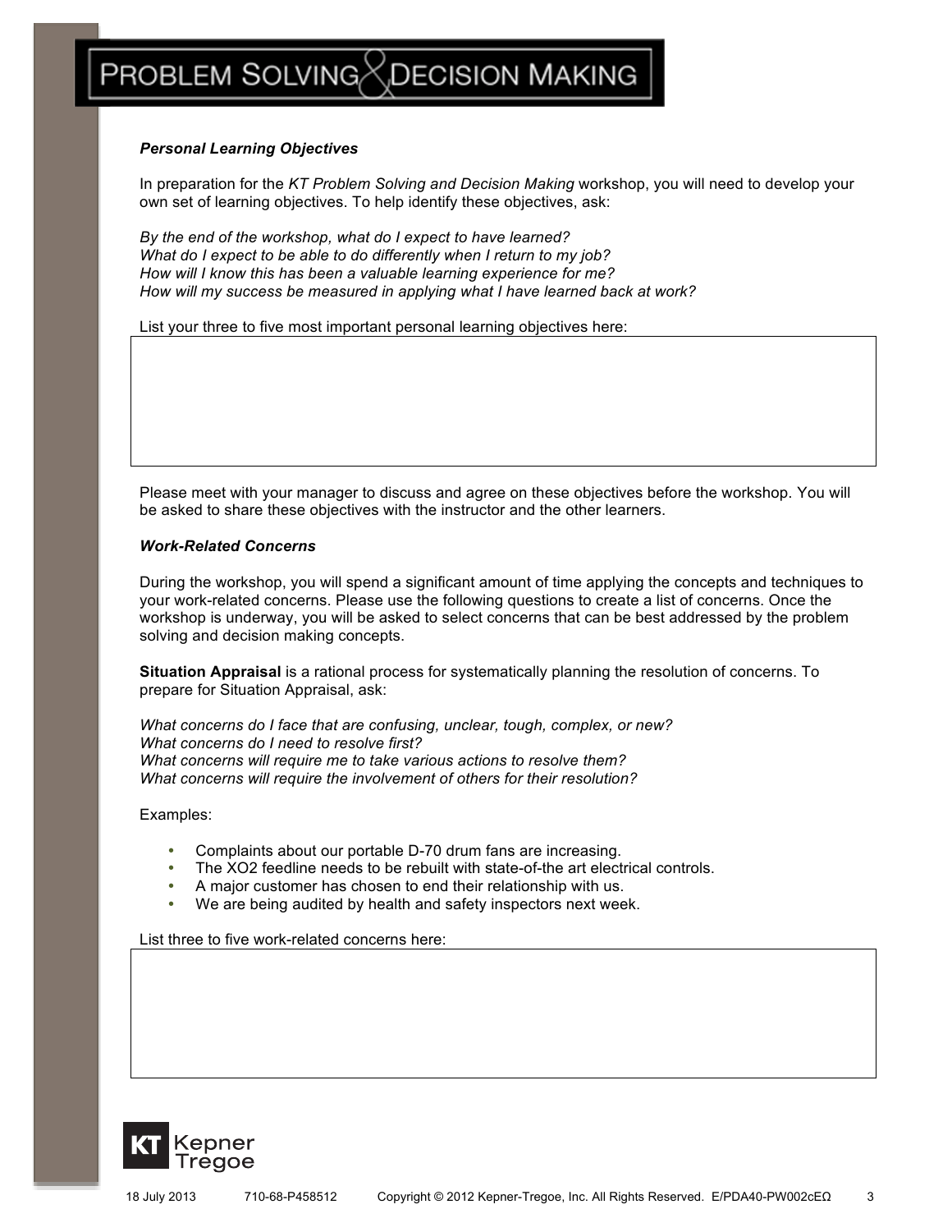***Personal Learning Objectives***

In preparation for the *KT Problem Solving and Decision Making* workshop, you will need to develop your own set of learning objectives. To help identify these objectives, ask:

*By the end of the workshop, what do I expect to have learned?*
*What do I expect to be able to do differently when I return to my job?*
*How will I know this has been a valuable learning experience for me?*
*How will my success be measured in applying what I have learned back at work?*

List your three to five most important personal learning objectives here:

| |
|---|
| |

Please meet with your manager to discuss and agree on these objectives before the workshop. You will be asked to share these objectives with the instructor and the other learners.

***Work-Related Concerns***

During the workshop, you will spend a significant amount of time applying the concepts and techniques to your work-related concerns. Please use the following questions to create a list of concerns. Once the workshop is underway, you will be asked to select concerns that can be best addressed by the problem solving and decision making concepts.

**Situation Appraisal** is a rational process for systematically planning the resolution of concerns. To prepare for Situation Appraisal, ask:

*What concerns do I face that are confusing, unclear, tough, complex, or new?*
*What concerns do I need to resolve first?*
*What concerns will require me to take various actions to resolve them?*
*What concerns will require the involvement of others for their resolution?*

Examples:

- Complaints about our portable D-70 drum fans are increasing.
- The XO2 feedline needs to be rebuilt with state-of-the art electrical controls.
- A major customer has chosen to end their relationship with us.
- We are being audited by health and safety inspectors next week.

List three to five work-related concerns here:

| |
|---|
| |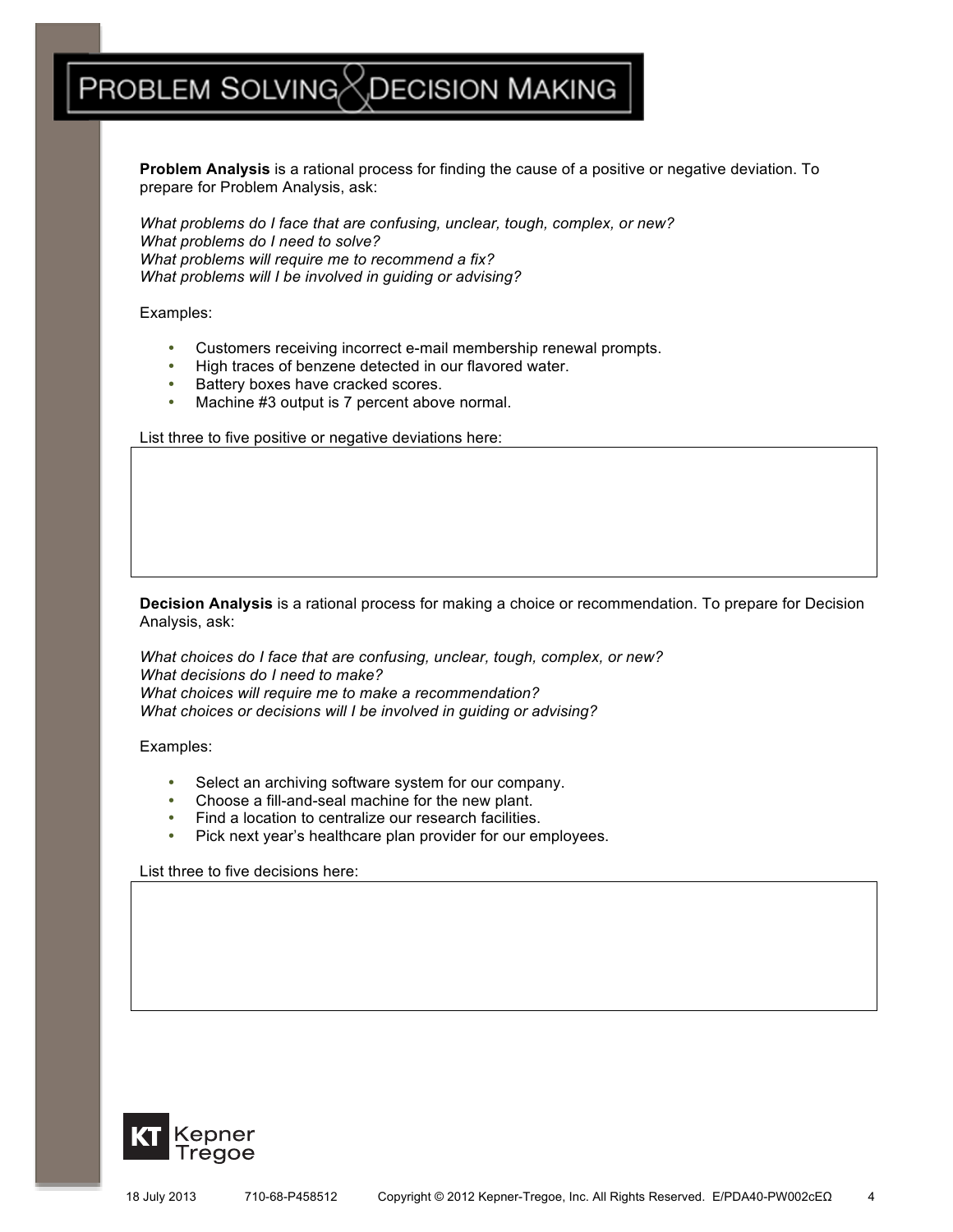**Problem Analysis** is a rational process for finding the cause of a positive or negative deviation. To prepare for Problem Analysis, ask:

*What problems do I face that are confusing, unclear, tough, complex, or new?*
*What problems do I need to solve?*
*What problems will require me to recommend a fix?*
*What problems will I be involved in guiding or advising?*

Examples:

- Customers receiving incorrect e-mail membership renewal prompts.
- High traces of benzene detected in our flavored water.
- Battery boxes have cracked scores.
- Machine #3 output is 7 percent above normal.

List three to five positive or negative deviations here:

**Decision Analysis** is a rational process for making a choice or recommendation. To prepare for Decision Analysis, ask:

*What choices do I face that are confusing, unclear, tough, complex, or new?*
*What decisions do I need to make?*
*What choices will require me to make a recommendation?*
*What choices or decisions will I be involved in guiding or advising?*

Examples:

- Select an archiving software system for our company.
- Choose a fill-and-seal machine for the new plant.
- Find a location to centralize our research facilities.
- Pick next year's healthcare plan provider for our employees.

List three to five decisions here: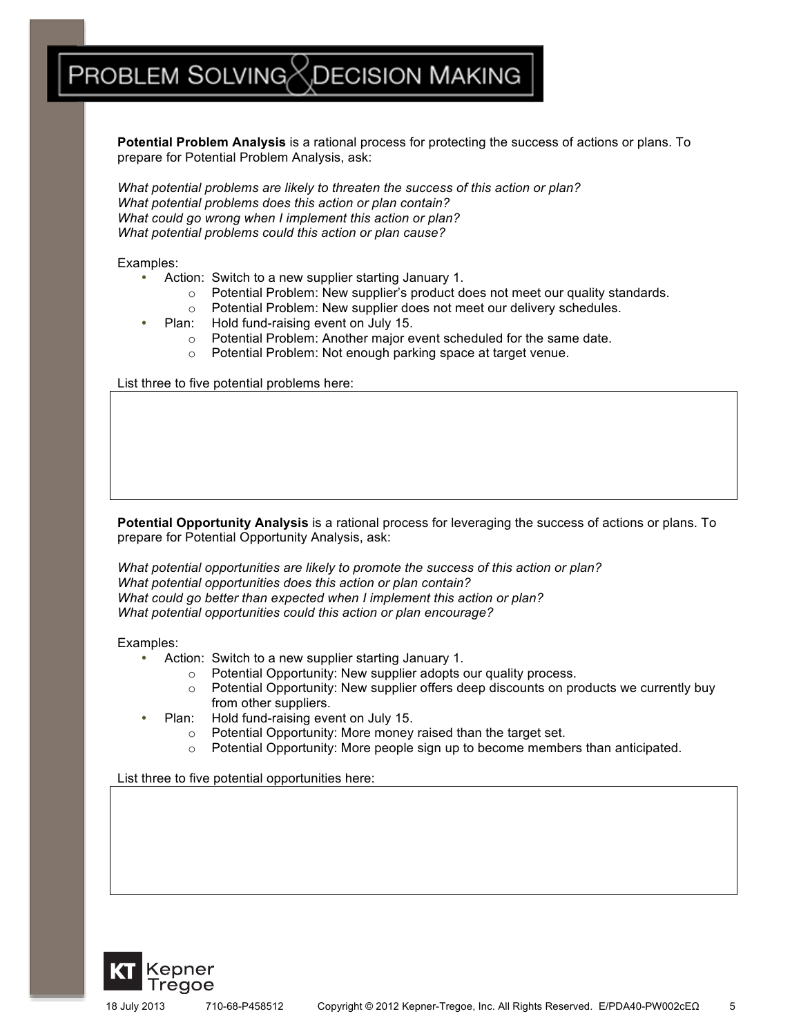**Potential Problem Analysis** is a rational process for protecting the success of actions or plans. To prepare for Potential Problem Analysis, ask:

*What potential problems are likely to threaten the success of this action or plan?*
*What potential problems does this action or plan contain?*
*What could go wrong when I implement this action or plan?*
*What potential problems could this action or plan cause?*

Examples:

- Action: Switch to a new supplier starting January 1.
  - Potential Problem: New supplier's product does not meet our quality standards.
  - Potential Problem: New supplier does not meet our delivery schedules.
- Plan: Hold fund-raising event on July 15.
  - Potential Problem: Another major event scheduled for the same date.
  - Potential Problem: Not enough parking space at target venue.

List three to five potential problems here:

**Potential Opportunity Analysis** is a rational process for leveraging the success of actions or plans. To prepare for Potential Opportunity Analysis, ask:

*What potential opportunities are likely to promote the success of this action or plan?*
*What potential opportunities does this action or plan contain?*
*What could go better than expected when I implement this action or plan?*
*What potential opportunities could this action or plan encourage?*

Examples:

- Action: Switch to a new supplier starting January 1.
  - Potential Opportunity: New supplier adopts our quality process.
  - Potential Opportunity: New supplier offers deep discounts on products we currently buy from other suppliers.
- Plan: Hold fund-raising event on July 15.
  - Potential Opportunity: More money raised than the target set.
  - Potential Opportunity: More people sign up to become members than anticipated.

List three to five potential opportunities here: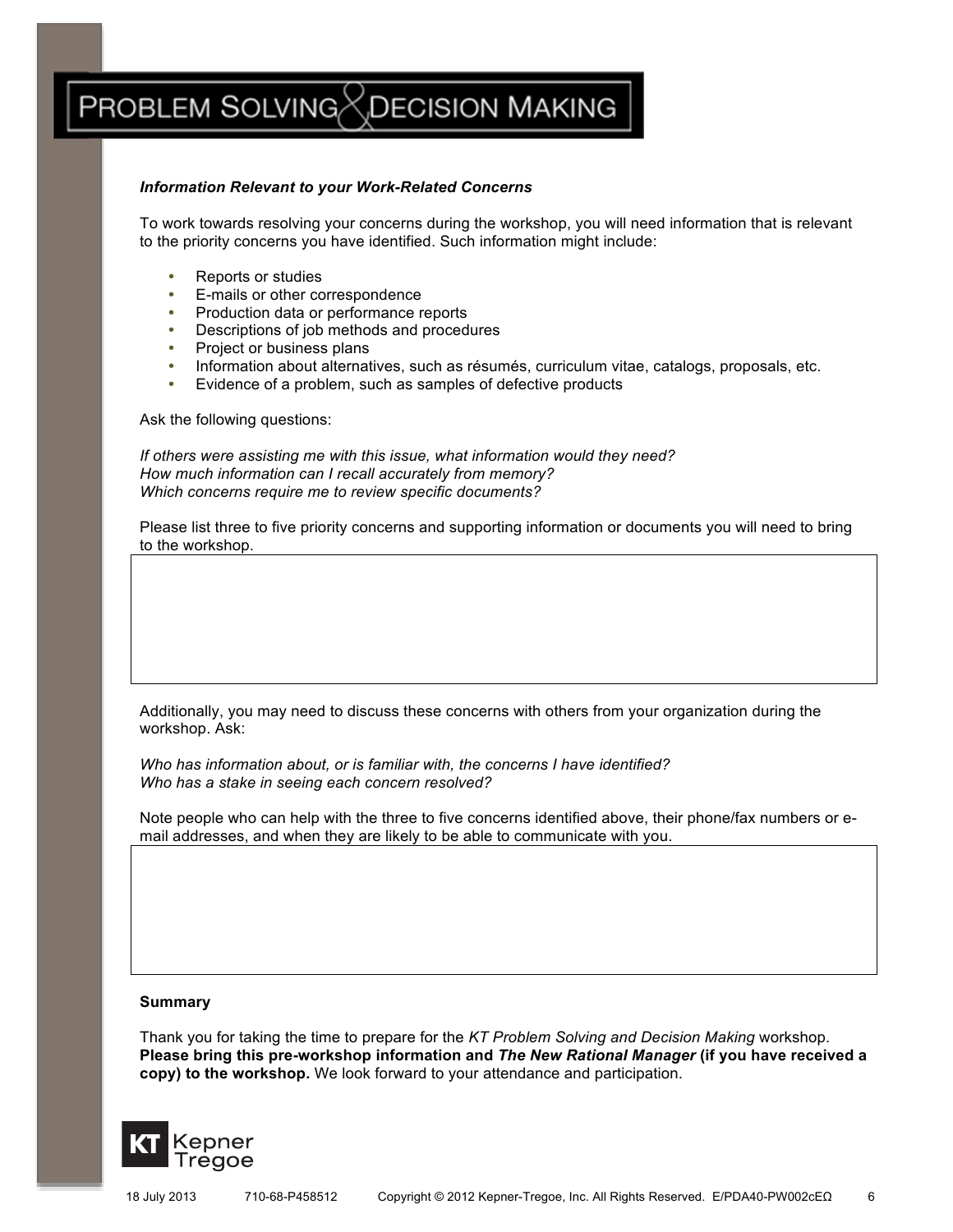# PROBLEM SOLVING & DECISION MAKING

***Information Relevant to your Work-Related Concerns***

To work towards resolving your concerns during the workshop, you will need information that is relevant to the priority concerns you have identified. Such information might include:

- Reports or studies
- E-mails or other correspondence
- Production data or performance reports
- Descriptions of job methods and procedures
- Project or business plans
- Information about alternatives, such as résumés, curriculum vitae, catalogs, proposals, etc.
- Evidence of a problem, such as samples of defective products

Ask the following questions:

*If others were assisting me with this issue, what information would they need?*
*How much information can I recall accurately from memory?*
*Which concerns require me to review specific documents?*

Please list three to five priority concerns and supporting information or documents you will need to bring to the workshop.

| |
|---|
| |

Additionally, you may need to discuss these concerns with others from your organization during the workshop. Ask:

*Who has information about, or is familiar with, the concerns I have identified?*
*Who has a stake in seeing each concern resolved?*

Note people who can help with the three to five concerns identified above, their phone/fax numbers or e-mail addresses, and when they are likely to be able to communicate with you.

| |
|---|
| |

**Summary**

Thank you for taking the time to prepare for the *KT Problem Solving and Decision Making* workshop. **Please bring this pre-workshop information and *The New Rational Manager* (if you have received a copy) to the workshop.** We look forward to your attendance and participation.

KT Kepner Tregoe

18 July 2013 710-68-P458512 Copyright © 2012 Kepner-Tregoe, Inc. All Rights Reserved. E/PDA40-PW002cEΩ